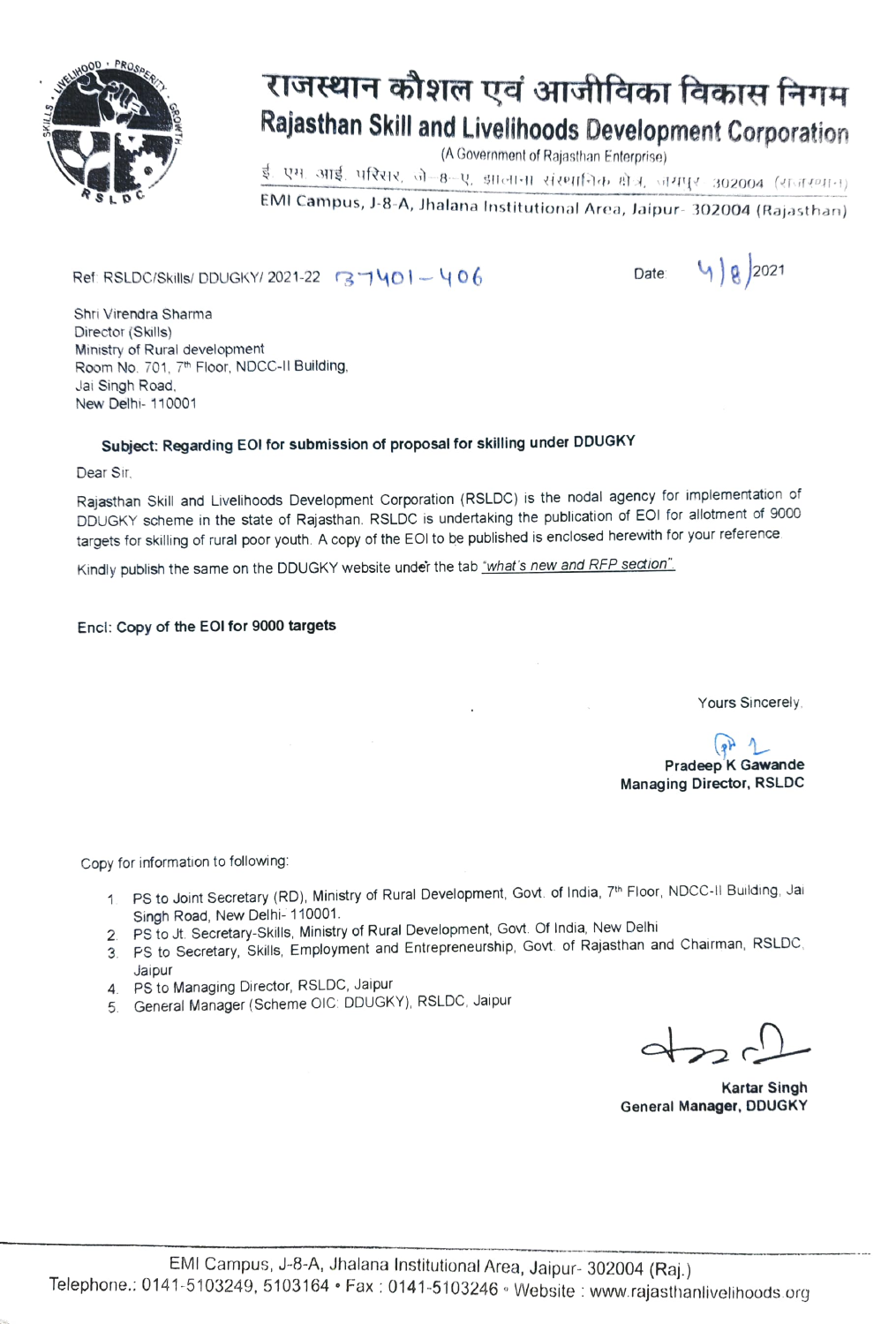# राजस्थान कौशल एवं आजीविका विकास निगम

## Rajasthan Skill and Livelihoods Development Corporation

(A Government of Rajasthan Enterprise)

ई. एम. आई. परिसर, जे-8-ए, झालाना संस्थानिक क्षेत्र, जयपुर 302004 (राजस्थान)

EMI Campus, J-8-A, Jhalana Institutional Area, Jaipur- 302004 (Rajasthan)

Ref: RSLDC/Skills/ DDUGKY/ 2021-22 137401-406

Date: 4/8/2021

Shri Virendra Sharma
Director (Skills)
Ministry of Rural development
Room No. 701, 7th Floor, NDCC-II Building,
Jai Singh Road,
New Delhi- 110001

**Subject: Regarding EOI for submission of proposal for skilling under DDUGKY**

Dear Sir,

Rajasthan Skill and Livelihoods Development Corporation (RSLDC) is the nodal agency for implementation of DDUGKY scheme in the state of Rajasthan. RSLDC is undertaking the publication of EOI for allotment of 9000 targets for skilling of rural poor youth. A copy of the EOI to be published is enclosed herewith for your reference.

Kindly publish the same on the DDUGKY website under the tab *"what's new and RFP section"*.

**Encl: Copy of the EOI for 9000 targets**

Yours Sincerely,

**Pradeep K Gawande**
**Managing Director, RSLDC**

Copy for information to following:

1. PS to Joint Secretary (RD), Ministry of Rural Development, Govt. of India, 7th Floor, NDCC-II Building, Jai Singh Road, New Delhi- 110001.
2. PS to Jt. Secretary-Skills, Ministry of Rural Development, Govt. Of India, New Delhi
3. PS to Secretary, Skills, Employment and Entrepreneurship, Govt. of Rajasthan and Chairman, RSLDC, Jaipur
4. PS to Managing Director, RSLDC, Jaipur
5. General Manager (Scheme OIC: DDUGKY), RSLDC, Jaipur

**Kartar Singh**
**General Manager, DDUGKY**

EMI Campus, J-8-A, Jhalana Institutional Area, Jaipur- 302004 (Raj.)
Telephone.: 0141-5103249, 5103164 • Fax : 0141-5103246 • Website : www.rajasthanlivelihoods.org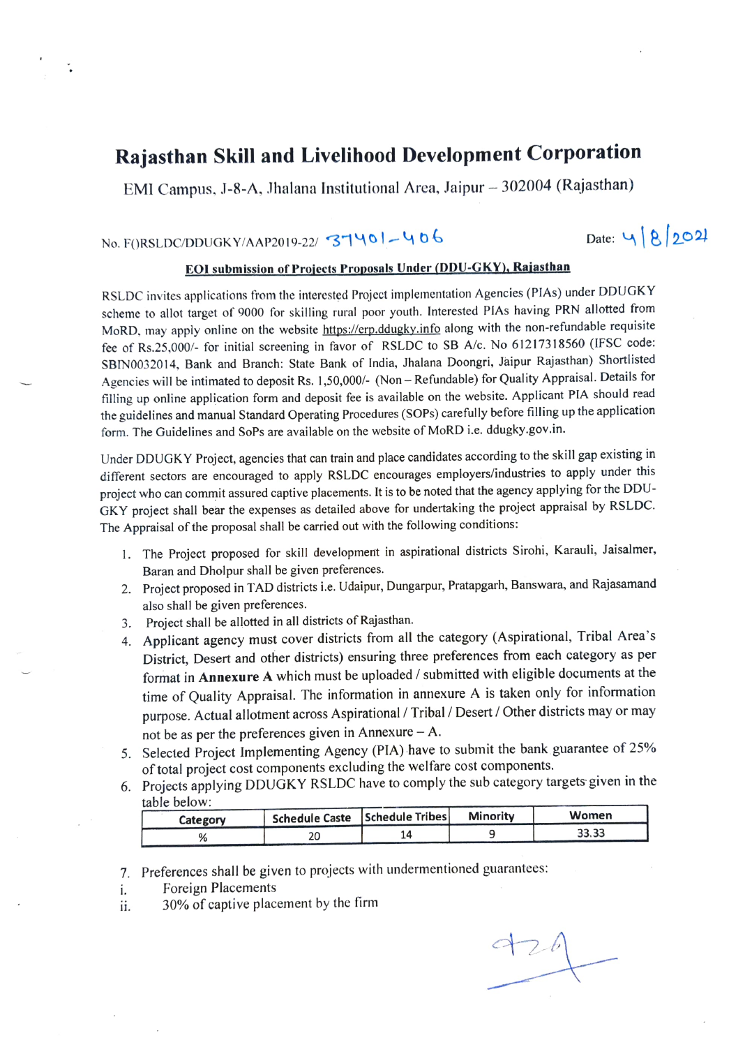# Rajasthan Skill and Livelihood Development Corporation

EMI Campus, J-8-A, Jhalana Institutional Area, Jaipur – 302004 (Rajasthan)

No. F()RSLDC/DDUGKY/AAP2019-22/ 37401-406 Date: 4/8/2021

**EOI submission of Projects Proposals Under (DDU-GKY), Rajasthan**

RSLDC invites applications from the interested Project implementation Agencies (PIAs) under DDUGKY scheme to allot target of 9000 for skilling rural poor youth. Interested PIAs having PRN allotted from MoRD, may apply online on the website https://erp.ddugky.info along with the non-refundable requisite fee of Rs.25,000/- for initial screening in favor of RSLDC to SB A/c. No 61217318560 (IFSC code: SBIN0032014, Bank and Branch: State Bank of India, Jhalana Doongri, Jaipur Rajasthan) Shortlisted Agencies will be intimated to deposit Rs. 1,50,000/- (Non – Refundable) for Quality Appraisal. Details for filling up online application form and deposit fee is available on the website. Applicant PIA should read the guidelines and manual Standard Operating Procedures (SOPs) carefully before filling up the application form. The Guidelines and SoPs are available on the website of MoRD i.e. ddugky.gov.in.

Under DDUGKY Project, agencies that can train and place candidates according to the skill gap existing in different sectors are encouraged to apply RSLDC encourages employers/industries to apply under this project who can commit assured captive placements. It is to be noted that the agency applying for the DDU-GKY project shall bear the expenses as detailed above for undertaking the project appraisal by RSLDC. The Appraisal of the proposal shall be carried out with the following conditions:

1. The Project proposed for skill development in aspirational districts Sirohi, Karauli, Jaisalmer, Baran and Dholpur shall be given preferences.
2. Project proposed in TAD districts i.e. Udaipur, Dungarpur, Pratapgarh, Banswara, and Rajasamand also shall be given preferences.
3. Project shall be allotted in all districts of Rajasthan.
4. Applicant agency must cover districts from all the category (Aspirational, Tribal Area's District, Desert and other districts) ensuring three preferences from each category as per format in **Annexure A** which must be uploaded / submitted with eligible documents at the time of Quality Appraisal. The information in annexure A is taken only for information purpose. Actual allotment across Aspirational / Tribal / Desert / Other districts may or may not be as per the preferences given in Annexure – A.
5. Selected Project Implementing Agency (PIA) have to submit the bank guarantee of 25% of total project cost components excluding the welfare cost components.
6. Projects applying DDUGKY RSLDC have to comply the sub category targets given in the table below:

| Category | Schedule Caste | Schedule Tribes | Minority | Women |
|---|---|---|---|---|
| % | 20 | 14 | 9 | 33.33 |

7. Preferences shall be given to projects with undermentioned guarantees:

i. Foreign Placements

ii. 30% of captive placement by the firm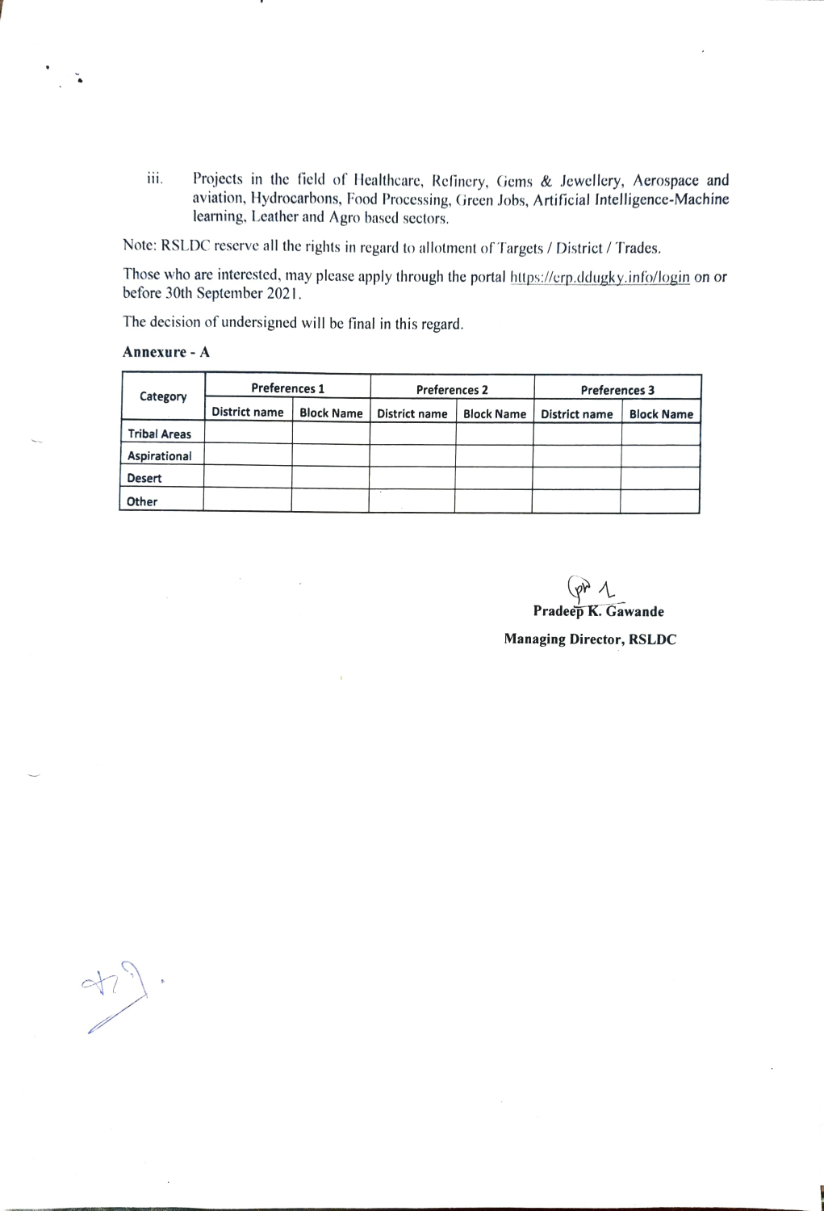iii. Projects in the field of Healthcare, Refinery, Gems & Jewellery, Aerospace and aviation, Hydrocarbons, Food Processing, Green Jobs, Artificial Intelligence-Machine learning, Leather and Agro based sectors.

Note: RSLDC reserve all the rights in regard to allotment of Targets / District / Trades.

Those who are interested, may please apply through the portal https://erp.ddugky.info/login on or before 30th September 2021.

The decision of undersigned will be final in this regard.

**Annexure - A**

| Category | Preferences 1 | | Preferences 2 | | Preferences 3 | |
|---|---|---|---|---|---|---|
| | District name | Block Name | District name | Block Name | District name | Block Name |
| Tribal Areas | | | | | | |
| Aspirational | | | | | | |
| Desert | | | | | | |
| Other | | | | | | |

**Pradeep K. Gawande**

**Managing Director, RSLDC**